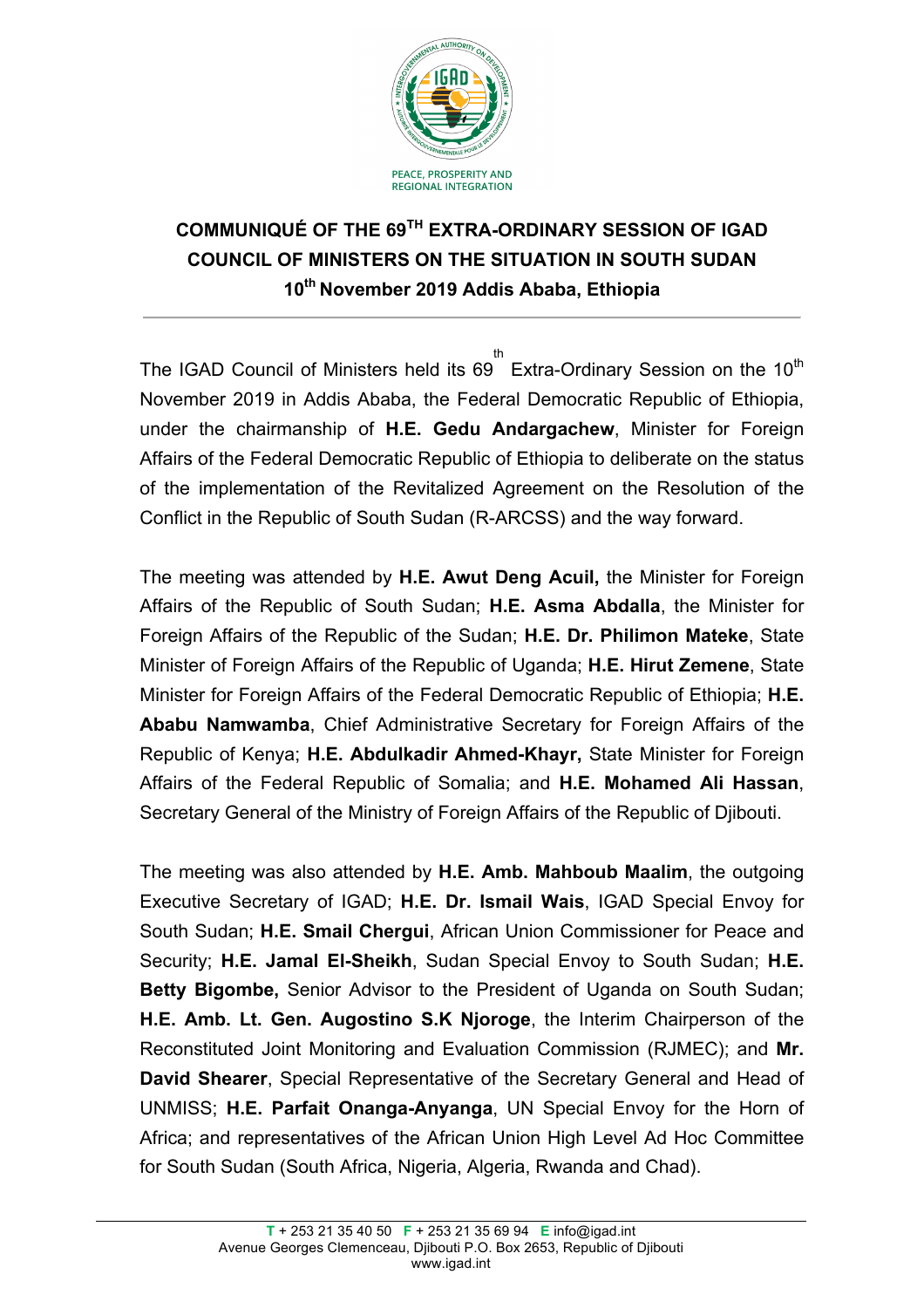PEACE, PROSPERITY AND REGIONAL INTEGRATION

# COMMUNIQUÉ OF THE 69TH EXTRA-ORDINARY SESSION OF IGAD COUNCIL OF MINISTERS ON THE SITUATION IN SOUTH SUDAN 10th November 2019 Addis Ababa, Ethiopia

The IGAD Council of Ministers held its 69th Extra-Ordinary Session on the 10th November 2019 in Addis Ababa, the Federal Democratic Republic of Ethiopia, under the chairmanship of **H.E. Gedu Andargachew**, Minister for Foreign Affairs of the Federal Democratic Republic of Ethiopia to deliberate on the status of the implementation of the Revitalized Agreement on the Resolution of the Conflict in the Republic of South Sudan (R-ARCSS) and the way forward.

The meeting was attended by **H.E. Awut Deng Acuil,** the Minister for Foreign Affairs of the Republic of South Sudan; **H.E. Asma Abdalla**, the Minister for Foreign Affairs of the Republic of the Sudan; **H.E. Dr. Philimon Mateke**, State Minister of Foreign Affairs of the Republic of Uganda; **H.E. Hirut Zemene**, State Minister for Foreign Affairs of the Federal Democratic Republic of Ethiopia; **H.E. Ababu Namwamba**, Chief Administrative Secretary for Foreign Affairs of the Republic of Kenya; **H.E. Abdulkadir Ahmed-Khayr,** State Minister for Foreign Affairs of the Federal Republic of Somalia; and **H.E. Mohamed Ali Hassan**, Secretary General of the Ministry of Foreign Affairs of the Republic of Djibouti.

The meeting was also attended by **H.E. Amb. Mahboub Maalim**, the outgoing Executive Secretary of IGAD; **H.E. Dr. Ismail Wais**, IGAD Special Envoy for South Sudan; **H.E. Smail Chergui**, African Union Commissioner for Peace and Security; **H.E. Jamal El-Sheikh**, Sudan Special Envoy to South Sudan; **H.E. Betty Bigombe,** Senior Advisor to the President of Uganda on South Sudan; **H.E. Amb. Lt. Gen. Augostino S.K Njoroge**, the Interim Chairperson of the Reconstituted Joint Monitoring and Evaluation Commission (RJMEC); and **Mr. David Shearer**, Special Representative of the Secretary General and Head of UNMISS; **H.E. Parfait Onanga-Anyanga**, UN Special Envoy for the Horn of Africa; and representatives of the African Union High Level Ad Hoc Committee for South Sudan (South Africa, Nigeria, Algeria, Rwanda and Chad).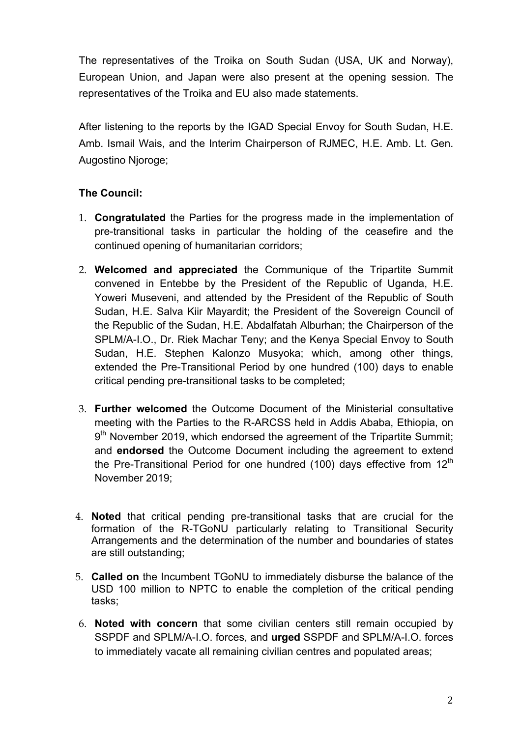The representatives of the Troika on South Sudan (USA, UK and Norway), European Union, and Japan were also present at the opening session. The representatives of the Troika and EU also made statements.

After listening to the reports by the IGAD Special Envoy for South Sudan, H.E. Amb. Ismail Wais, and the Interim Chairperson of RJMEC, H.E. Amb. Lt. Gen. Augostino Njoroge;

**The Council:**

1. **Congratulated** the Parties for the progress made in the implementation of pre-transitional tasks in particular the holding of the ceasefire and the continued opening of humanitarian corridors;

2. **Welcomed and appreciated** the Communique of the Tripartite Summit convened in Entebbe by the President of the Republic of Uganda, H.E. Yoweri Museveni, and attended by the President of the Republic of South Sudan, H.E. Salva Kiir Mayardit; the President of the Sovereign Council of the Republic of the Sudan, H.E. Abdalfatah Alburhan; the Chairperson of the SPLM/A-I.O., Dr. Riek Machar Teny; and the Kenya Special Envoy to South Sudan, H.E. Stephen Kalonzo Musyoka; which, among other things, extended the Pre-Transitional Period by one hundred (100) days to enable critical pending pre-transitional tasks to be completed;

3. **Further welcomed** the Outcome Document of the Ministerial consultative meeting with the Parties to the R-ARCSS held in Addis Ababa, Ethiopia, on 9th November 2019, which endorsed the agreement of the Tripartite Summit; and **endorsed** the Outcome Document including the agreement to extend the Pre-Transitional Period for one hundred (100) days effective from 12th November 2019;

4. **Noted** that critical pending pre-transitional tasks that are crucial for the formation of the R-TGoNU particularly relating to Transitional Security Arrangements and the determination of the number and boundaries of states are still outstanding;

5. **Called on** the Incumbent TGoNU to immediately disburse the balance of the USD 100 million to NPTC to enable the completion of the critical pending tasks;

6. **Noted with concern** that some civilian centers still remain occupied by SSPDF and SPLM/A-I.O. forces, and **urged** SSPDF and SPLM/A-I.O. forces to immediately vacate all remaining civilian centres and populated areas;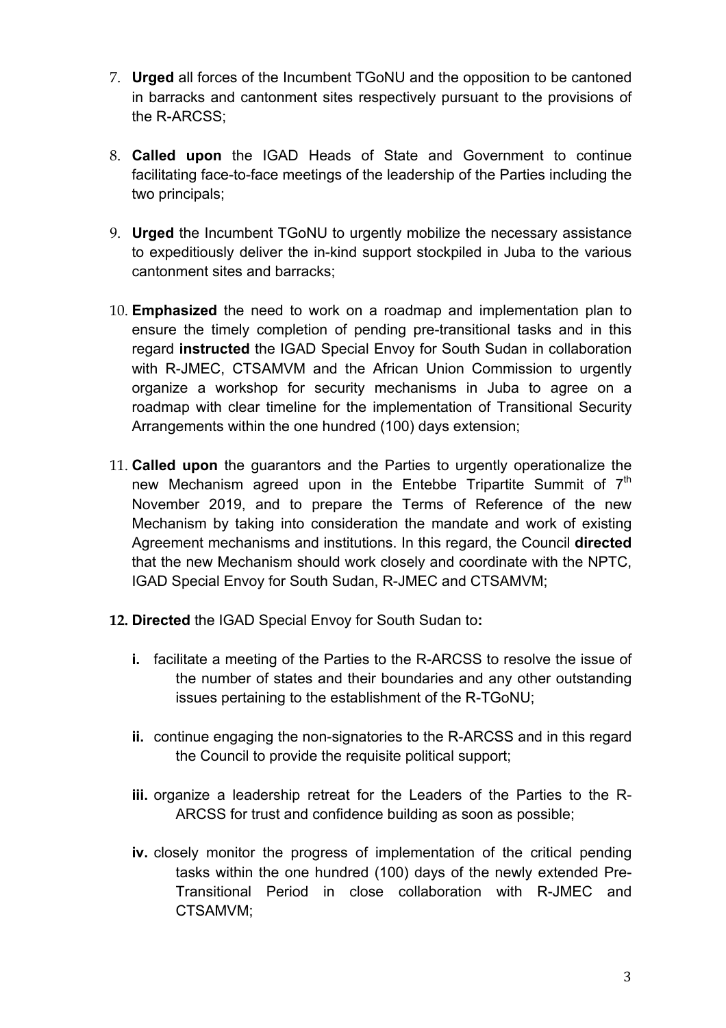7. **Urged** all forces of the Incumbent TGoNU and the opposition to be cantoned in barracks and cantonment sites respectively pursuant to the provisions of the R-ARCSS;

8. **Called upon** the IGAD Heads of State and Government to continue facilitating face-to-face meetings of the leadership of the Parties including the two principals;

9. **Urged** the Incumbent TGoNU to urgently mobilize the necessary assistance to expeditiously deliver the in-kind support stockpiled in Juba to the various cantonment sites and barracks;

10. **Emphasized** the need to work on a roadmap and implementation plan to ensure the timely completion of pending pre-transitional tasks and in this regard **instructed** the IGAD Special Envoy for South Sudan in collaboration with R-JMEC, CTSAMVM and the African Union Commission to urgently organize a workshop for security mechanisms in Juba to agree on a roadmap with clear timeline for the implementation of Transitional Security Arrangements within the one hundred (100) days extension;

11. **Called upon** the guarantors and the Parties to urgently operationalize the new Mechanism agreed upon in the Entebbe Tripartite Summit of 7th November 2019, and to prepare the Terms of Reference of the new Mechanism by taking into consideration the mandate and work of existing Agreement mechanisms and institutions. In this regard, the Council **directed** that the new Mechanism should work closely and coordinate with the NPTC, IGAD Special Envoy for South Sudan, R-JMEC and CTSAMVM;

12. **Directed** the IGAD Special Envoy for South Sudan to**:**

    **i.** facilitate a meeting of the Parties to the R-ARCSS to resolve the issue of the number of states and their boundaries and any other outstanding issues pertaining to the establishment of the R-TGoNU;

    **ii.** continue engaging the non-signatories to the R-ARCSS and in this regard the Council to provide the requisite political support;

    **iii.** organize a leadership retreat for the Leaders of the Parties to the R-ARCSS for trust and confidence building as soon as possible;

    **iv.** closely monitor the progress of implementation of the critical pending tasks within the one hundred (100) days of the newly extended Pre-Transitional Period in close collaboration with R-JMEC and CTSAMVM;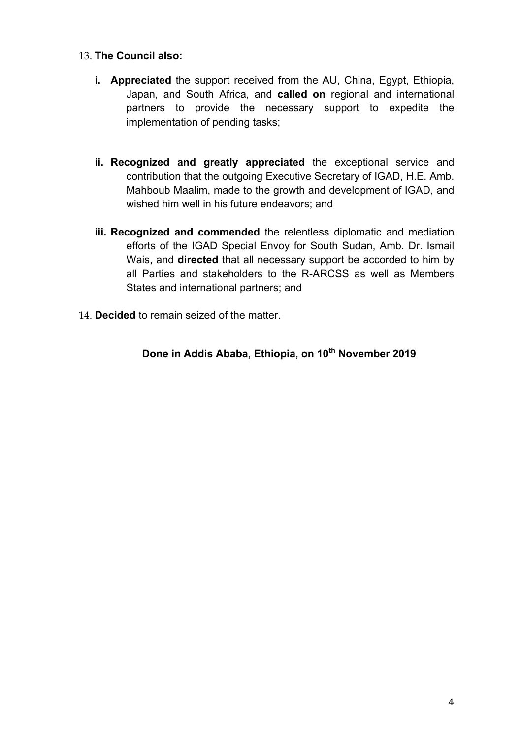13. **The Council also:**

    i. **Appreciated** the support received from the AU, China, Egypt, Ethiopia, Japan, and South Africa, and **called on** regional and international partners to provide the necessary support to expedite the implementation of pending tasks;

    ii. **Recognized and greatly appreciated** the exceptional service and contribution that the outgoing Executive Secretary of IGAD, H.E. Amb. Mahboub Maalim, made to the growth and development of IGAD, and wished him well in his future endeavors; and

    iii. **Recognized and commended** the relentless diplomatic and mediation efforts of the IGAD Special Envoy for South Sudan, Amb. Dr. Ismail Wais, and **directed** that all necessary support be accorded to him by all Parties and stakeholders to the R-ARCSS as well as Members States and international partners; and

14. **Decided** to remain seized of the matter.

**Done in Addis Ababa, Ethiopia, on 10th November 2019**